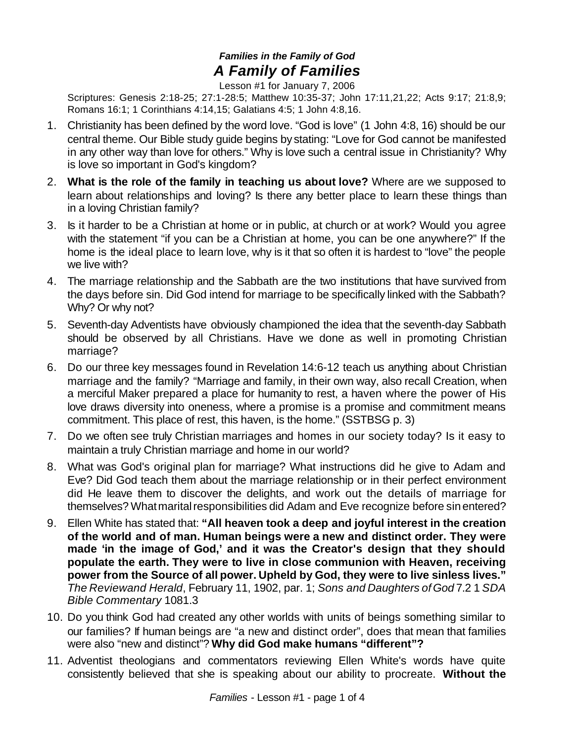***Families in the Family of God***

# *A Family of Families*

Lesson #1 for January 7, 2006

Scriptures: Genesis 2:18-25; 27:1-28:5; Matthew 10:35-37; John 17:11,21,22; Acts 9:17; 21:8,9; Romans 16:1; 1 Corinthians 4:14,15; Galatians 4:5; 1 John 4:8,16.

1. Christianity has been defined by the word love. "God is love" (1 John 4:8, 16) should be our central theme. Our Bible study guide begins by stating: "Love for God cannot be manifested in any other way than love for others." Why is love such a central issue in Christianity? Why is love so important in God's kingdom?
2. **What is the role of the family in teaching us about love?** Where are we supposed to learn about relationships and loving? Is there any better place to learn these things than in a loving Christian family?
3. Is it harder to be a Christian at home or in public, at church or at work? Would you agree with the statement "if you can be a Christian at home, you can be one anywhere?" If the home is the ideal place to learn love, why is it that so often it is hardest to "love" the people we live with?
4. The marriage relationship and the Sabbath are the two institutions that have survived from the days before sin. Did God intend for marriage to be specifically linked with the Sabbath? Why? Or why not?
5. Seventh-day Adventists have obviously championed the idea that the seventh-day Sabbath should be observed by all Christians. Have we done as well in promoting Christian marriage?
6. Do our three key messages found in Revelation 14:6-12 teach us anything about Christian marriage and the family? "Marriage and family, in their own way, also recall Creation, when a merciful Maker prepared a place for humanity to rest, a haven where the power of His love draws diversity into oneness, where a promise is a promise and commitment means commitment. This place of rest, this haven, is the home." (SSTBSG p. 3)
7. Do we often see truly Christian marriages and homes in our society today? Is it easy to maintain a truly Christian marriage and home in our world?
8. What was God's original plan for marriage? What instructions did he give to Adam and Eve? Did God teach them about the marriage relationship or in their perfect environment did He leave them to discover the delights, and work out the details of marriage for themselves? What marital responsibilities did Adam and Eve recognize before sin entered?
9. Ellen White has stated that: **"All heaven took a deep and joyful interest in the creation of the world and of man. Human beings were a new and distinct order. They were made 'in the image of God,' and it was the Creator's design that they should populate the earth. They were to live in close communion with Heaven, receiving power from the Source of all power. Upheld by God, they were to live sinless lives."** *The Reviewand Herald*, February 11, 1902, par. 1; *Sons and Daughters of God* 7.2 1 *SDA Bible Commentary* 1081.3
10. Do you think God had created any other worlds with units of beings something similar to our families? If human beings are "a new and distinct order", does that mean that families were also "new and distinct"? **Why did God make humans "different"?**
11. Adventist theologians and commentators reviewing Ellen White's words have quite consistently believed that she is speaking about our ability to procreate. **Without the**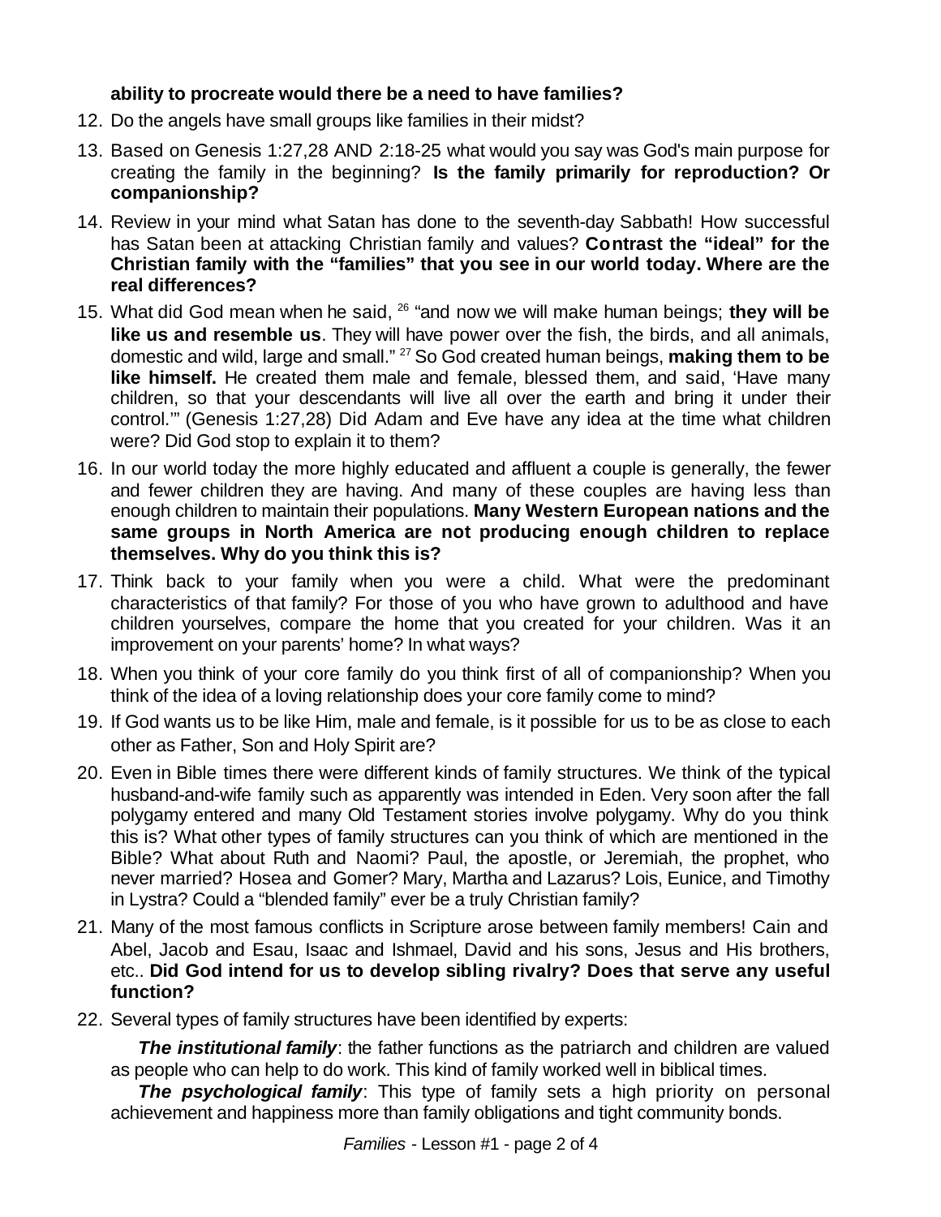**ability to procreate would there be a need to have families?**

12. Do the angels have small groups like families in their midst?
13. Based on Genesis 1:27,28 AND 2:18-25 what would you say was God's main purpose for creating the family in the beginning? **Is the family primarily for reproduction? Or companionship?**
14. Review in your mind what Satan has done to the seventh-day Sabbath! How successful has Satan been at attacking Christian family and values? **Contrast the "ideal" for the Christian family with the "families" that you see in our world today. Where are the real differences?**
15. What did God mean when he said, [26] "and now we will make human beings; **they will be like us and resemble us**. They will have power over the fish, the birds, and all animals, domestic and wild, large and small." [27] So God created human beings, **making them to be like himself.** He created them male and female, blessed them, and said, 'Have many children, so that your descendants will live all over the earth and bring it under their control.'" (Genesis 1:27,28) Did Adam and Eve have any idea at the time what children were? Did God stop to explain it to them?
16. In our world today the more highly educated and affluent a couple is generally, the fewer and fewer children they are having. And many of these couples are having less than enough children to maintain their populations. **Many Western European nations and the same groups in North America are not producing enough children to replace themselves. Why do you think this is?**
17. Think back to your family when you were a child. What were the predominant characteristics of that family? For those of you who have grown to adulthood and have children yourselves, compare the home that you created for your children. Was it an improvement on your parents' home? In what ways?
18. When you think of your core family do you think first of all of companionship? When you think of the idea of a loving relationship does your core family come to mind?
19. If God wants us to be like Him, male and female, is it possible for us to be as close to each other as Father, Son and Holy Spirit are?
20. Even in Bible times there were different kinds of family structures. We think of the typical husband-and-wife family such as apparently was intended in Eden. Very soon after the fall polygamy entered and many Old Testament stories involve polygamy. Why do you think this is? What other types of family structures can you think of which are mentioned in the Bible? What about Ruth and Naomi? Paul, the apostle, or Jeremiah, the prophet, who never married? Hosea and Gomer? Mary, Martha and Lazarus? Lois, Eunice, and Timothy in Lystra? Could a "blended family" ever be a truly Christian family?
21. Many of the most famous conflicts in Scripture arose between family members! Cain and Abel, Jacob and Esau, Isaac and Ishmael, David and his sons, Jesus and His brothers, etc.. **Did God intend for us to develop sibling rivalry? Does that serve any useful function?**
22. Several types of family structures have been identified by experts:

    ***The institutional family***: the father functions as the patriarch and children are valued as people who can help to do work. This kind of family worked well in biblical times.

    ***The psychological family***: This type of family sets a high priority on personal achievement and happiness more than family obligations and tight community bonds.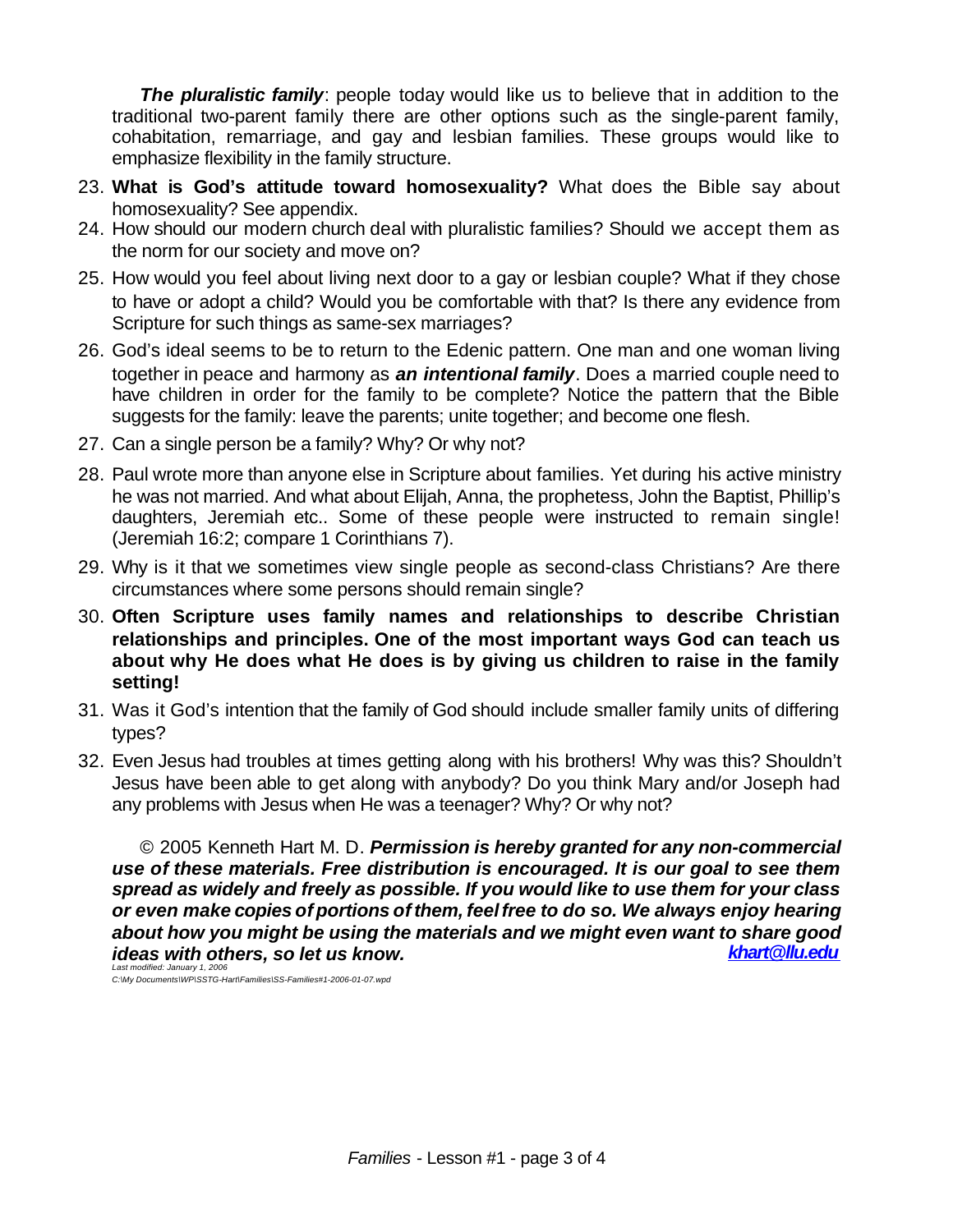***The pluralistic family***: people today would like us to believe that in addition to the traditional two-parent family there are other options such as the single-parent family, cohabitation, remarriage, and gay and lesbian families. These groups would like to emphasize flexibility in the family structure.

23. **What is God's attitude toward homosexuality?** What does the Bible say about homosexuality? See appendix.
24. How should our modern church deal with pluralistic families? Should we accept them as the norm for our society and move on?
25. How would you feel about living next door to a gay or lesbian couple? What if they chose to have or adopt a child? Would you be comfortable with that? Is there any evidence from Scripture for such things as same-sex marriages?
26. God's ideal seems to be to return to the Edenic pattern. One man and one woman living together in peace and harmony as ***an intentional family***. Does a married couple need to have children in order for the family to be complete? Notice the pattern that the Bible suggests for the family: leave the parents; unite together; and become one flesh.
27. Can a single person be a family? Why? Or why not?
28. Paul wrote more than anyone else in Scripture about families. Yet during his active ministry he was not married. And what about Elijah, Anna, the prophetess, John the Baptist, Phillip's daughters, Jeremiah etc.. Some of these people were instructed to remain single! (Jeremiah 16:2; compare 1 Corinthians 7).
29. Why is it that we sometimes view single people as second-class Christians? Are there circumstances where some persons should remain single?
30. **Often Scripture uses family names and relationships to describe Christian relationships and principles. One of the most important ways God can teach us about why He does what He does is by giving us children to raise in the family setting!**
31. Was it God's intention that the family of God should include smaller family units of differing types?
32. Even Jesus had troubles at times getting along with his brothers! Why was this? Shouldn't Jesus have been able to get along with anybody? Do you think Mary and/or Joseph had any problems with Jesus when He was a teenager? Why? Or why not?

© 2005 Kenneth Hart M. D. ***Permission is hereby granted for any non-commercial use of these materials. Free distribution is encouraged. It is our goal to see them spread as widely and freely as possible. If you would like to use them for your class or even make copies of portions of them, feel free to do so. We always enjoy hearing about how you might be using the materials and we might even want to share good ideas with others, so let us know.*** ***khart@llu.edu***

*Last modified: January 1, 2006*
*C:\My Documents\WP\SSTG-Hart\Families\SS-Families#1-2006-01-07.wpd*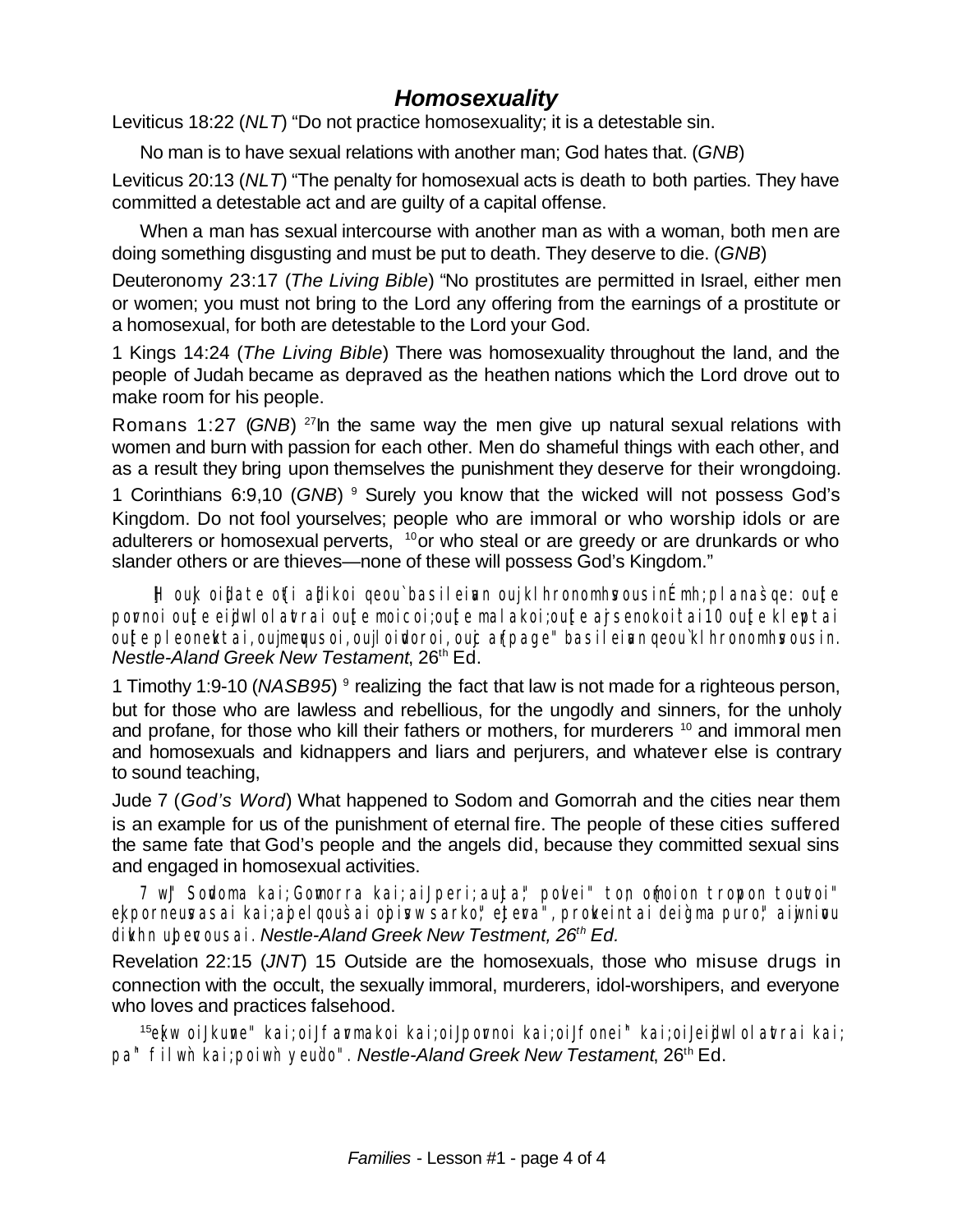# ***Homosexuality***

Leviticus 18:22 (*NLT*) "Do not practice homosexuality; it is a detestable sin.

No man is to have sexual relations with another man; God hates that. (*GNB*)

Leviticus 20:13 (*NLT*) "The penalty for homosexual acts is death to both parties. They have committed a detestable act and are guilty of a capital offense.

When a man has sexual intercourse with another man as with a woman, both men are doing something disgusting and must be put to death. They deserve to die. (*GNB*)

Deuteronomy 23:17 (*The Living Bible*) "No prostitutes are permitted in Israel, either men or women; you must not bring to the Lord any offering from the earnings of a prostitute or a homosexual, for both are detestable to the Lord your God.

1 Kings 14:24 (*The Living Bible*) There was homosexuality throughout the land, and the people of Judah became as depraved as the heathen nations which the Lord drove out to make room for his people.

Romans 1:27 (*GNB*) [27]In the same way the men give up natural sexual relations with women and burn with passion for each other. Men do shameful things with each other, and as a result they bring upon themselves the punishment they deserve for their wrongdoing.

1 Corinthians 6:9,10 (*GNB*) [9] Surely you know that the wicked will not possess God's Kingdom. Do not fool yourselves; people who are immoral or who worship idols or are adulterers or homosexual perverts, [10]or who steal or are greedy or are drunkards or who slander others or are thieves—none of these will possess God's Kingdom."

H ouk oidate oti adikoi qeou basileian ouj klhronomhsousin; mh; planasqe: oute pornoi oute eidwlolatrai oute moicoi; oute malakoi; oute arsenokoitai 10 oute kleptai oute pleonektai, ouj mequsoi, ouj loidoroi, ouc arpage" basileian qeou klhronomhsousin. *Nestle-Aland Greek New Testament*, 26th Ed.

1 Timothy 1:9-10 (*NASB95*) [9] realizing the fact that law is not made for a righteous person, but for those who are lawless and rebellious, for the ungodly and sinners, for the unholy and profane, for those who kill their fathers or mothers, for murderers [10] and immoral men and homosexuals and kidnappers and liars and perjurers, and whatever else is contrary to sound teaching,

Jude 7 (*God's Word*) What happened to Sodom and Gomorrah and the cities near them is an example for us of the punishment of eternal fire. The people of these cities suffered the same fate that God's people and the angels did, because they committed sexual sins and engaged in homosexual activities.

7 w" Sodoma kai; Gomorra kai; ai peri; auta" polei" ton omoion tropon toutoi" ekporneusasai kai; apelqousai opisw sarko" etera", prokeintai deigma puro" aiwniou dikhn upecousai. *Nestle-Aland Greek New Testment, 26th Ed.*

Revelation 22:15 (*JNT*) 15 Outside are the homosexuals, those who misuse drugs in connection with the occult, the sexually immoral, murderers, idol-worshipers, and everyone who loves and practices falsehood.

[15]exw oi kune" kai; oi farmakoi kai; oi pornoi kai; oi fonei" kai; oi eidwlolatrai kai; pa" filwn kai; poiwn yeudo". *Nestle-Aland Greek New Testament*, 26th Ed.